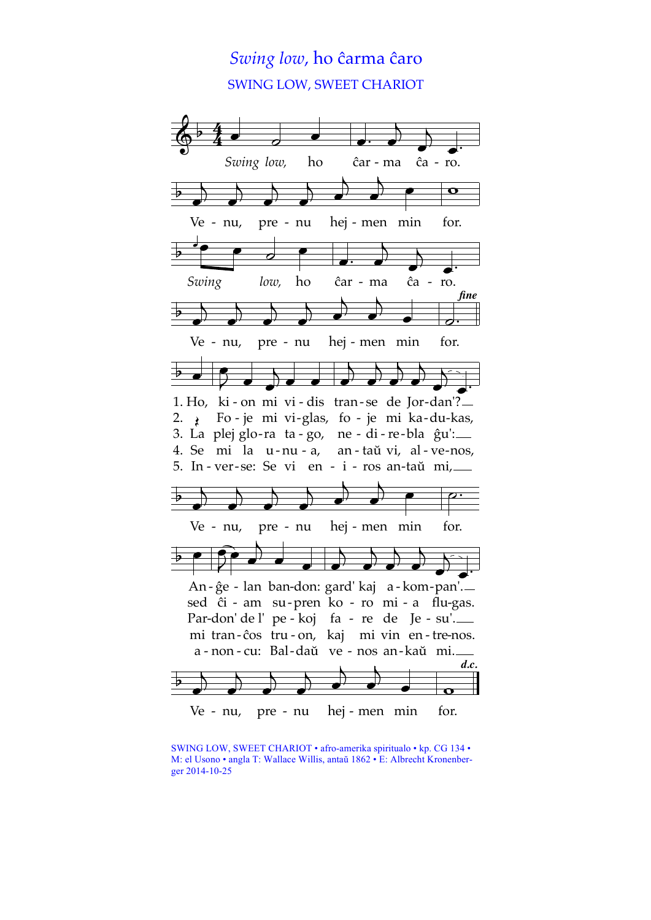# *Swing low,* ho ĉarma ĉaro

## SWING LOW, SWEET CHARIOT

*Swing low,* ho ĉar - ma ĉa - ro.
Ve - nu, pre - nu hej - men min for.
*Swing low,* ho ĉar - ma ĉa - ro.
Ve - nu, pre - nu hej - men min for. ***fine***

1. Ho, ki - on mi vi - dis tran - se de Jor - dan'?
2. Fo - je mi vi - glas, fo - je mi ka - du - kas,
3. La plej glo - ra ta - go, ne - di - re - bla ĝu':
4. Se mi la u - nu - a, an - taŭ vi, al - ve - nos,
5. In - ver - se: Se vi en - i - ros an - taŭ mi,

Ve - nu, pre - nu hej - men min for.

An - ĝe - lan ban - don: gard' kaj a - kom - pan'.
sed ĉi - am su - pren ko - ro mi - a flu - gas.
Par - don' de l' pe - koj fa - re de Je - su'.
mi tran - ĉos tru - on, kaj mi vin en - tre - nos.
a - non - cu: Bal - daŭ ve - nos an - kaŭ mi.

Ve - nu, pre - nu hej - men min for. ***d.c.***

SWING LOW, SWEET CHARIOT • afro-amerika spiritualo • kp. CG 134 • M: el Usono • angla T: Wallace Willis, antaŭ 1862 • E: Albrecht Kronenberger 2014-10-25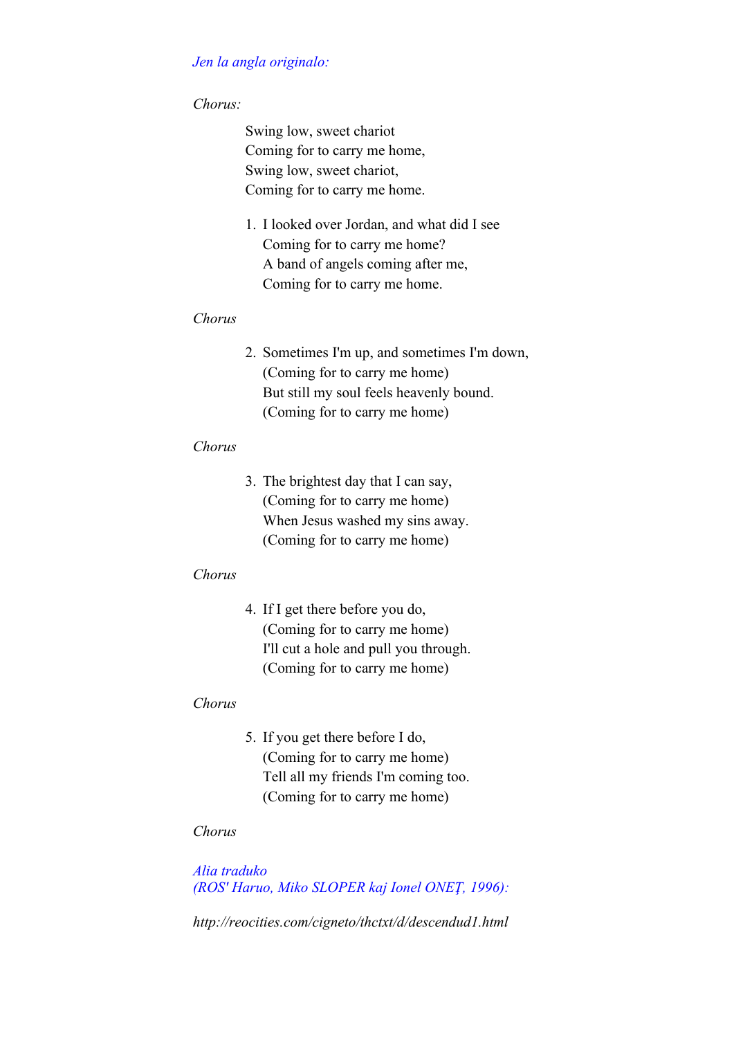*Jen la angla originalo:*

*Chorus:*

Swing low, sweet chariot
Coming for to carry me home,
Swing low, sweet chariot,
Coming for to carry me home.

1. I looked over Jordan, and what did I see
   Coming for to carry me home?
   A band of angels coming after me,
   Coming for to carry me home.

*Chorus*

2. Sometimes I'm up, and sometimes I'm down,
   (Coming for to carry me home)
   But still my soul feels heavenly bound.
   (Coming for to carry me home)

*Chorus*

3. The brightest day that I can say,
   (Coming for to carry me home)
   When Jesus washed my sins away.
   (Coming for to carry me home)

*Chorus*

4. If I get there before you do,
   (Coming for to carry me home)
   I'll cut a hole and pull you through.
   (Coming for to carry me home)

*Chorus*

5. If you get there before I do,
   (Coming for to carry me home)
   Tell all my friends I'm coming too.
   (Coming for to carry me home)

*Chorus*

*Alia traduko*
*(ROS' Haruo, Miko SLOPER kaj Ionel ONEŢ, 1996):*

*http://reocities.com/cigneto/thctxt/d/descendud1.html*